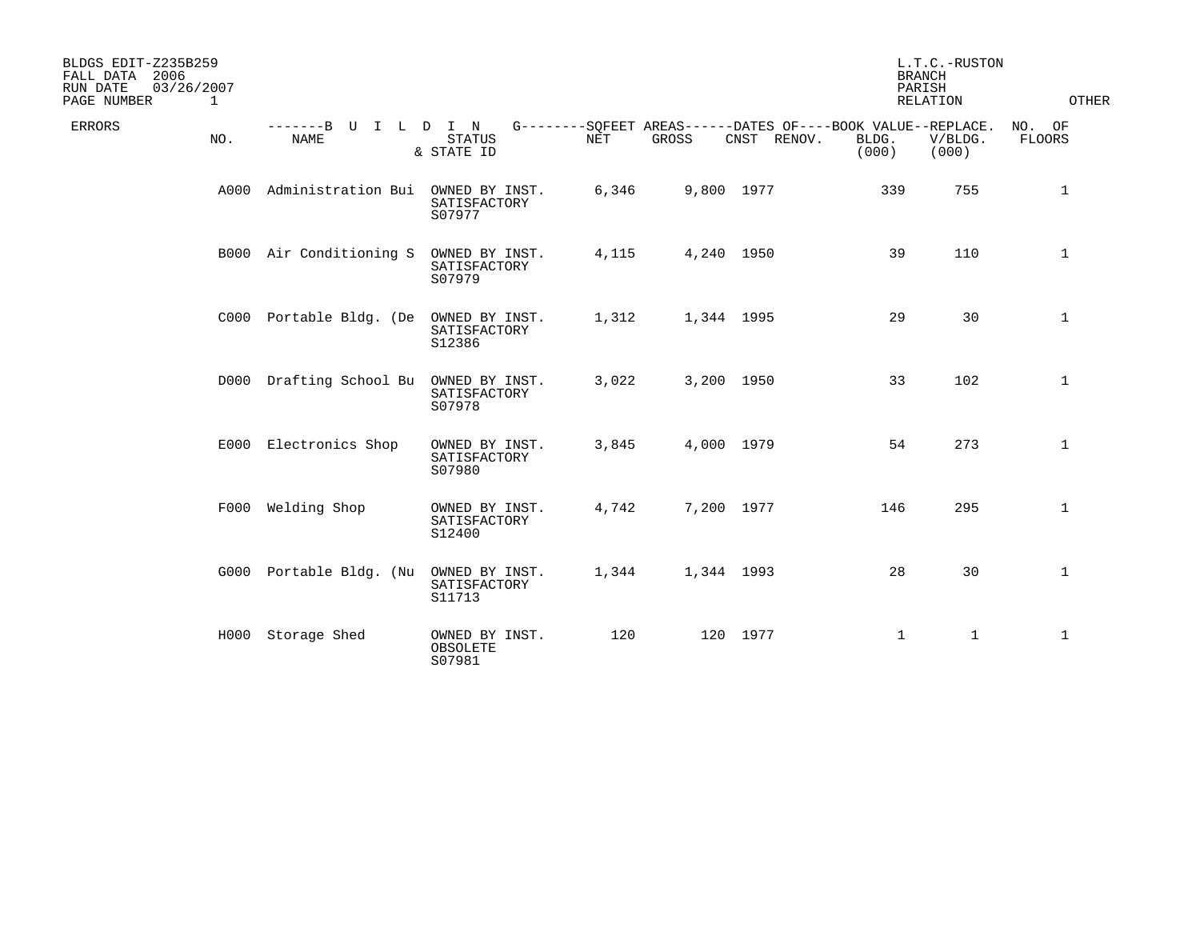BLDGS EDIT-Z235B259
FALL DATA 2006
RUN DATE 03/26/2007
PAGE NUMBER 1

L.T.C.-RUSTON
BRANCH
PARISH
RELATION
OTHER

| ERRORS | NO. | NAME | STATUS & STATE ID | NET | GROSS | CNST | RENOV. | BOOK VALUE BLDG. (000) | REPLACE. V/BLDG. (000) | NO. OF FLOORS |
|---|---|---|---|---|---|---|---|---|---|---|
| | A000 | Administration Bui | OWNED BY INST. SATISFACTORY S07977 | 6,346 | 9,800 | 1977 | | 339 | 755 | 1 |
| | B000 | Air Conditioning S | OWNED BY INST. SATISFACTORY S07979 | 4,115 | 4,240 | 1950 | | 39 | 110 | 1 |
| | C000 | Portable Bldg. (De | OWNED BY INST. SATISFACTORY S12386 | 1,312 | 1,344 | 1995 | | 29 | 30 | 1 |
| | D000 | Drafting School Bu | OWNED BY INST. SATISFACTORY S07978 | 3,022 | 3,200 | 1950 | | 33 | 102 | 1 |
| | E000 | Electronics Shop | OWNED BY INST. SATISFACTORY S07980 | 3,845 | 4,000 | 1979 | | 54 | 273 | 1 |
| | F000 | Welding Shop | OWNED BY INST. SATISFACTORY S12400 | 4,742 | 7,200 | 1977 | | 146 | 295 | 1 |
| | G000 | Portable Bldg. (Nu | OWNED BY INST. SATISFACTORY S11713 | 1,344 | 1,344 | 1993 | | 28 | 30 | 1 |
| | H000 | Storage Shed | OWNED BY INST. OBSOLETE S07981 | 120 | 120 | 1977 | | 1 | 1 | 1 |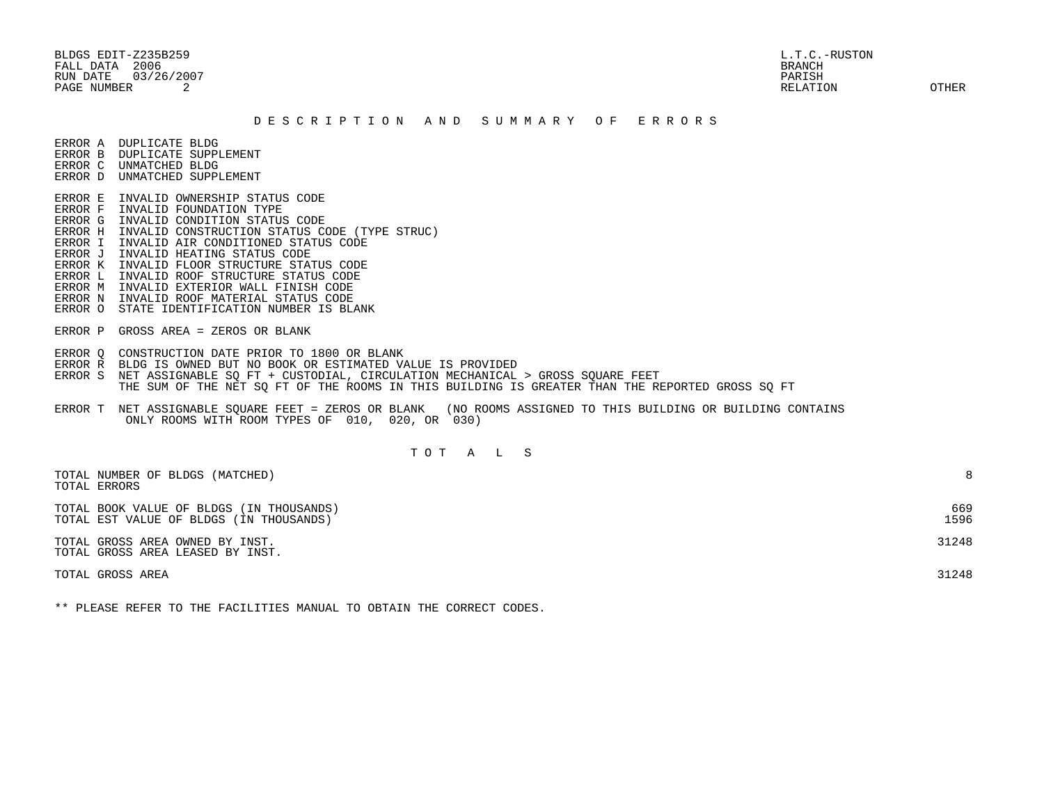BLDGS EDIT-Z235B259
FALL DATA 2006
RUN DATE 03/26/2007
PAGE NUMBER 2

L.T.C.-RUSTON
BRANCH
PARISH
RELATION OTHER

# D E S C R I P T I O N  A N D  S U M M A R Y  O F  E R R O R S

ERROR A DUPLICATE BLDG
ERROR B DUPLICATE SUPPLEMENT
ERROR C UNMATCHED BLDG
ERROR D UNMATCHED SUPPLEMENT

ERROR E INVALID OWNERSHIP STATUS CODE
ERROR F INVALID FOUNDATION TYPE
ERROR G INVALID CONDITION STATUS CODE
ERROR H INVALID CONSTRUCTION STATUS CODE (TYPE STRUC)
ERROR I INVALID AIR CONDITIONED STATUS CODE
ERROR J INVALID HEATING STATUS CODE
ERROR K INVALID FLOOR STRUCTURE STATUS CODE
ERROR L INVALID ROOF STRUCTURE STATUS CODE
ERROR M INVALID EXTERIOR WALL FINISH CODE
ERROR N INVALID ROOF MATERIAL STATUS CODE
ERROR O STATE IDENTIFICATION NUMBER IS BLANK

ERROR P GROSS AREA = ZEROS OR BLANK

ERROR Q CONSTRUCTION DATE PRIOR TO 1800 OR BLANK
ERROR R BLDG IS OWNED BUT NO BOOK OR ESTIMATED VALUE IS PROVIDED
ERROR S NET ASSIGNABLE SQ FT + CUSTODIAL, CIRCULATION MECHANICAL > GROSS SQUARE FEET
THE SUM OF THE NET SQ FT OF THE ROOMS IN THIS BUILDING IS GREATER THAN THE REPORTED GROSS SQ FT

ERROR T NET ASSIGNABLE SQUARE FEET = ZEROS OR BLANK (NO ROOMS ASSIGNED TO THIS BUILDING OR BUILDING CONTAINS ONLY ROOMS WITH ROOM TYPES OF 010, 020, OR 030)

## T O T A L S

| | |
|---|---|
| TOTAL NUMBER OF BLDGS (MATCHED) | 8 |
| TOTAL ERRORS | |
| TOTAL BOOK VALUE OF BLDGS (IN THOUSANDS) | 669 |
| TOTAL EST VALUE OF BLDGS (IN THOUSANDS) | 1596 |
| TOTAL GROSS AREA OWNED BY INST. | 31248 |
| TOTAL GROSS AREA LEASED BY INST. | |
| TOTAL GROSS AREA | 31248 |

** PLEASE REFER TO THE FACILITIES MANUAL TO OBTAIN THE CORRECT CODES.